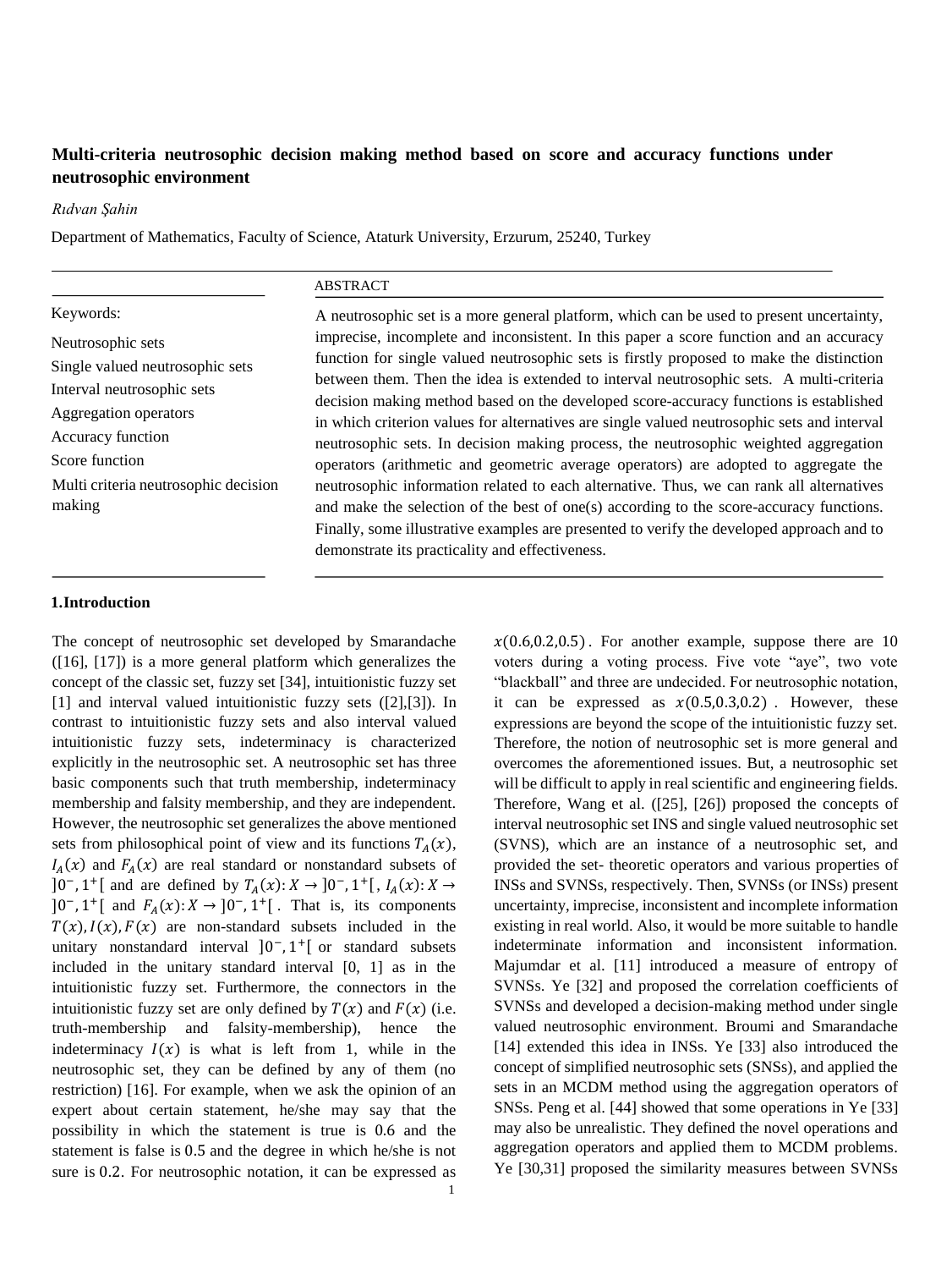# Multi-criteria neutrosophic decision making method based on score and accuracy functions under neutrosophic environment

*Rıdvan Şahin*

Department of Mathematics, Faculty of Science, Ataturk University, Erzurum, 25240, Turkey

**Keywords:**

Neutrosophic sets
Single valued neutrosophic sets
Interval neutrosophic sets
Aggregation operators
Accuracy function
Score function
Multi criteria neutrosophic decision making

**ABSTRACT**

A neutrosophic set is a more general platform, which can be used to present uncertainty, imprecise, incomplete and inconsistent. In this paper a score function and an accuracy function for single valued neutrosophic sets is firstly proposed to make the distinction between them. Then the idea is extended to interval neutrosophic sets. A multi-criteria decision making method based on the developed score-accuracy functions is established in which criterion values for alternatives are single valued neutrosophic sets and interval neutrosophic sets. In decision making process, the neutrosophic weighted aggregation operators (arithmetic and geometric average operators) are adopted to aggregate the neutrosophic information related to each alternative. Thus, we can rank all alternatives and make the selection of the best of one(s) according to the score-accuracy functions. Finally, some illustrative examples are presented to verify the developed approach and to demonstrate its practicality and effectiveness.

## 1.Introduction

The concept of neutrosophic set developed by Smarandache ([16], [17]) is a more general platform which generalizes the concept of the classic set, fuzzy set [34], intuitionistic fuzzy set [1] and interval valued intuitionistic fuzzy sets ([2],[3]). In contrast to intuitionistic fuzzy sets and also interval valued intuitionistic fuzzy sets, indeterminacy is characterized explicitly in the neutrosophic set. A neutrosophic set has three basic components such that truth membership, indeterminacy membership and falsity membership, and they are independent. However, the neutrosophic set generalizes the above mentioned sets from philosophical point of view and its functions $T_A(x)$, $I_A(x)$ and $F_A(x)$ are real standard or nonstandard subsets of $]0^-,1^+[$ and are defined by $T_A(x): X \to ]0^-,1^+[$, $I_A(x): X \to ]0^-,1^+[$ and $F_A(x): X \to ]0^-,1^+[$. That is, its components $T(x), I(x), F(x)$ are non-standard subsets included in the unitary nonstandard interval $]0^-,1^+[$ or standard subsets included in the unitary standard interval [0, 1] as in the intuitionistic fuzzy set. Furthermore, the connectors in the intuitionistic fuzzy set are only defined by $T(x)$ and $F(x)$ (i.e. truth-membership and falsity-membership), hence the indeterminacy $I(x)$ is what is left from 1, while in the neutrosophic set, they can be defined by any of them (no restriction) [16]. For example, when we ask the opinion of an expert about certain statement, he/she may say that the possibility in which the statement is true is 0.6 and the statement is false is 0.5 and the degree in which he/she is not sure is 0.2. For neutrosophic notation, it can be expressed as $x(0.6,0.2,0.5)$. For another example, suppose there are 10 voters during a voting process. Five vote "aye", two vote "blackball" and three are undecided. For neutrosophic notation, it can be expressed as $x(0.5,0.3,0.2)$. However, these expressions are beyond the scope of the intuitionistic fuzzy set. Therefore, the notion of neutrosophic set is more general and overcomes the aforementioned issues. But, a neutrosophic set will be difficult to apply in real scientific and engineering fields. Therefore, Wang et al. ([25], [26]) proposed the concepts of interval neutrosophic set INS and single valued neutrosophic set (SVNS), which are an instance of a neutrosophic set, and provided the set- theoretic operators and various properties of INSs and SVNSs, respectively. Then, SVNSs (or INSs) present uncertainty, imprecise, inconsistent and incomplete information existing in real world. Also, it would be more suitable to handle indeterminate information and inconsistent information. Majumdar et al. [11] introduced a measure of entropy of SVNSs. Ye [32] and proposed the correlation coefficients of SVNSs and developed a decision-making method under single valued neutrosophic environment. Broumi and Smarandache [14] extended this idea in INSs. Ye [33] also introduced the concept of simplified neutrosophic sets (SNSs), and applied the sets in an MCDM method using the aggregation operators of SNSs. Peng et al. [44] showed that some operations in Ye [33] may also be unrealistic. They defined the novel operations and aggregation operators and applied them to MCDM problems. Ye [30,31] proposed the similarity measures between SVNSs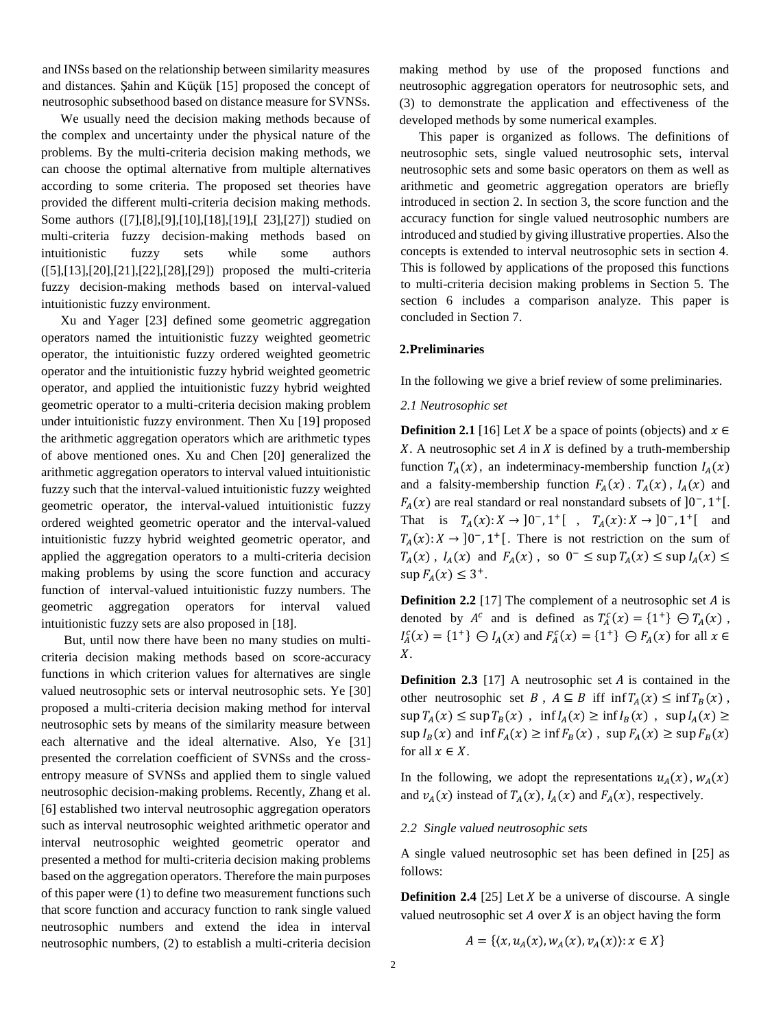and INSs based on the relationship between similarity measures and distances. Şahin and Küçük [15] proposed the concept of neutrosophic subsethood based on distance measure for SVNSs.

We usually need the decision making methods because of the complex and uncertainty under the physical nature of the problems. By the multi-criteria decision making methods, we can choose the optimal alternative from multiple alternatives according to some criteria. The proposed set theories have provided the different multi-criteria decision making methods. Some authors ([7],[8],[9],[10],[18],[19],[ 23],[27]) studied on multi-criteria fuzzy decision-making methods based on intuitionistic fuzzy sets while some authors ([5],[13],[20],[21],[22],[28],[29]) proposed the multi-criteria fuzzy decision-making methods based on interval-valued intuitionistic fuzzy environment.

Xu and Yager [23] defined some geometric aggregation operators named the intuitionistic fuzzy weighted geometric operator, the intuitionistic fuzzy ordered weighted geometric operator and the intuitionistic fuzzy hybrid weighted geometric operator, and applied the intuitionistic fuzzy hybrid weighted geometric operator to a multi-criteria decision making problem under intuitionistic fuzzy environment. Then Xu [19] proposed the arithmetic aggregation operators which are arithmetic types of above mentioned ones. Xu and Chen [20] generalized the arithmetic aggregation operators to interval valued intuitionistic fuzzy such that the interval-valued intuitionistic fuzzy weighted geometric operator, the interval-valued intuitionistic fuzzy ordered weighted geometric operator and the interval-valued intuitionistic fuzzy hybrid weighted geometric operator, and applied the aggregation operators to a multi-criteria decision making problems by using the score function and accuracy function of interval-valued intuitionistic fuzzy numbers. The geometric aggregation operators for interval valued intuitionistic fuzzy sets are also proposed in [18].

But, until now there have been no many studies on multi-criteria decision making methods based on score-accuracy functions in which criterion values for alternatives are single valued neutrosophic sets or interval neutrosophic sets. Ye [30] proposed a multi-criteria decision making method for interval neutrosophic sets by means of the similarity measure between each alternative and the ideal alternative. Also, Ye [31] presented the correlation coefficient of SVNSs and the cross-entropy measure of SVNSs and applied them to single valued neutrosophic decision-making problems. Recently, Zhang et al. [6] established two interval neutrosophic aggregation operators such as interval neutrosophic weighted arithmetic operator and interval neutrosophic weighted geometric operator and presented a method for multi-criteria decision making problems based on the aggregation operators. Therefore the main purposes of this paper were (1) to define two measurement functions such that score function and accuracy function to rank single valued neutrosophic numbers and extend the idea in interval neutrosophic numbers, (2) to establish a multi-criteria decision making method by use of the proposed functions and neutrosophic aggregation operators for neutrosophic sets, and (3) to demonstrate the application and effectiveness of the developed methods by some numerical examples.

This paper is organized as follows. The definitions of neutrosophic sets, single valued neutrosophic sets, interval neutrosophic sets and some basic operators on them as well as arithmetic and geometric aggregation operators are briefly introduced in section 2. In section 3, the score function and the accuracy function for single valued neutrosophic numbers are introduced and studied by giving illustrative properties. Also the concepts is extended to interval neutrosophic sets in section 4. This is followed by applications of the proposed this functions to multi-criteria decision making problems in Section 5. The section 6 includes a comparison analyze. This paper is concluded in Section 7.

## 2.Preliminaries

In the following we give a brief review of some preliminaries.

*2.1 Neutrosophic set*

**Definition 2.1** [16] Let $X$ be a space of points (objects) and $x \in X$. A neutrosophic set $A$ in $X$ is defined by a truth-membership function $T_A(x)$, an indeterminacy-membership function $I_A(x)$ and a falsity-membership function $F_A(x)$. $T_A(x)$, $I_A(x)$ and $F_A(x)$ are real standard or real nonstandard subsets of $]0^-, 1^+[$. That is $T_A(x): X \to ]0^-, 1^+[$ , $T_A(x): X \to ]0^-, 1^+[$ and $T_A(x): X \to ]0^-, 1^+[$. There is not restriction on the sum of $T_A(x)$, $I_A(x)$ and $F_A(x)$, so $0^- \leq \sup T_A(x) \leq \sup I_A(x) \leq \sup F_A(x) \leq 3^+$.

**Definition 2.2** [17] The complement of a neutrosophic set $A$ is denoted by $A^c$ and is defined as $T_A^c(x) = \{1^+\} \ominus T_A(x)$, $I_A^c(x) = \{1^+\} \ominus I_A(x)$ and $F_A^c(x) = \{1^+\} \ominus F_A(x)$ for all $x \in X$.

**Definition 2.3** [17] A neutrosophic set $A$ is contained in the other neutrosophic set $B$, $A \subseteq B$ iff $\inf T_A(x) \leq \inf T_B(x)$, $\sup T_A(x) \leq \sup T_B(x)$ , $\inf I_A(x) \geq \inf I_B(x)$ , $\sup I_A(x) \geq \sup I_B(x)$ and $\inf F_A(x) \geq \inf F_B(x)$ , $\sup F_A(x) \geq \sup F_B(x)$ for all $x \in X$.

In the following, we adopt the representations $u_A(x)$, $w_A(x)$ and $v_A(x)$ instead of $T_A(x)$, $I_A(x)$ and $F_A(x)$, respectively.

*2.2 Single valued neutrosophic sets*

A single valued neutrosophic set has been defined in [25] as follows:

**Definition 2.4** [25] Let $X$ be a universe of discourse. A single valued neutrosophic set $A$ over $X$ is an object having the form

$$A = \{\langle x, u_A(x), w_A(x), v_A(x)\rangle : x \in X\}$$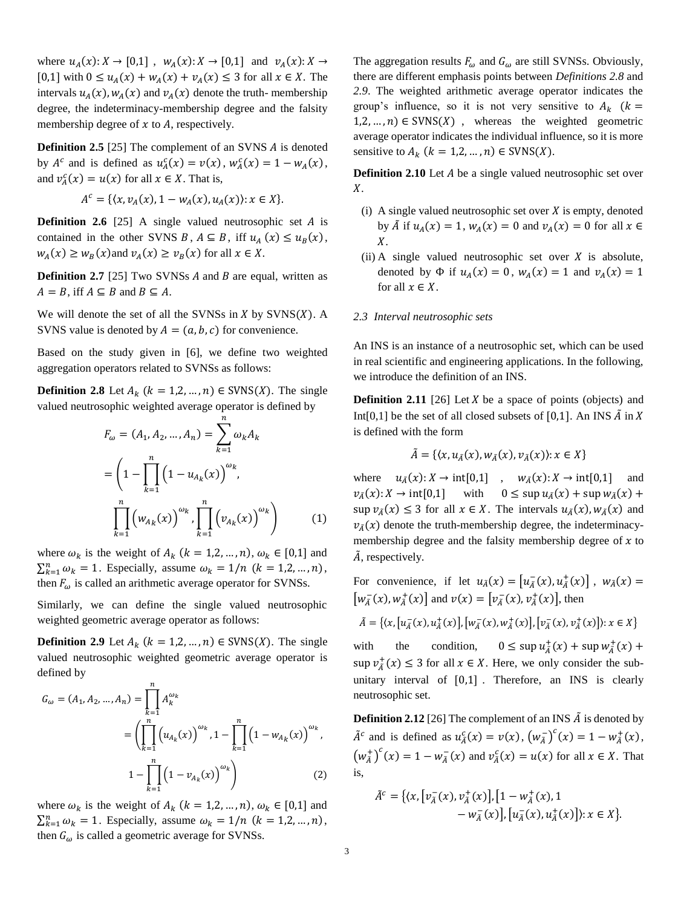where $u_A(x): X \to [0,1]$ , $w_A(x): X \to [0,1]$ and $v_A(x): X \to [0,1]$ with $0 \le u_A(x) + w_A(x) + v_A(x) \le 3$ for all $x \in X$. The intervals $u_A(x), w_A(x)$ and $v_A(x)$ denote the truth- membership degree, the indeterminacy-membership degree and the falsity membership degree of $x$ to $A$, respectively.

**Definition 2.5** [25] The complement of an SVNS $A$ is denoted by $A^c$ and is defined as $u_A^c(x) = v(x)$, $w_A^c(x) = 1 - w_A(x)$, and $v_A^c(x) = u(x)$ for all $x \in X$. That is,

$$A^c = \{\langle x, v_A(x), 1 - w_A(x), u_A(x)\rangle : x \in X\}.$$

**Definition 2.6** [25] A single valued neutrosophic set $A$ is contained in the other SVNS $B$, $A \subseteq B$, iff $u_A(x) \le u_B(x)$, $w_A(x) \ge w_B(x)$and $v_A(x) \ge v_B(x)$ for all $x \in X$.

**Definition 2.7** [25] Two SVNSs $A$ and $B$ are equal, written as $A = B$, iff $A \subseteq B$ and $B \subseteq A$.

We will denote the set of all the SVNSs in $X$ by SVNS$(X)$. A SVNS value is denoted by $A = (a, b, c)$ for convenience.

Based on the study given in [6], we define two weighted aggregation operators related to SVNSs as follows:

**Definition 2.8** Let $A_k$ $(k = 1,2,\ldots,n) \in$ SVNS$(X)$. The single valued neutrosophic weighted average operator is defined by

$$F_\omega = (A_1, A_2, \ldots, A_n) = \sum_{k=1}^{n} \omega_k A_k$$
$$= \left(1 - \prod_{k=1}^{n}\left(1 - u_{A_k}(x)\right)^{\omega_k}, \prod_{k=1}^{n}\left(w_{A_k}(x)\right)^{\omega_k}, \prod_{k=1}^{n}\left(v_{A_k}(x)\right)^{\omega_k}\right) \quad (1)$$

where $\omega_k$ is the weight of $A_k$ $(k = 1,2,\ldots,n)$, $\omega_k \in [0,1]$ and $\sum_{k=1}^{n} \omega_k = 1$. Especially, assume $\omega_k = 1/n$ $(k = 1,2,\ldots,n)$, then $F_\omega$ is called an arithmetic average operator for SVNSs.

Similarly, we can define the single valued neutrosophic weighted geometric average operator as follows:

**Definition 2.9** Let $A_k$ $(k = 1,2,\ldots,n) \in$ SVNS$(X)$. The single valued neutrosophic weighted geometric average operator is defined by

$$G_\omega = (A_1, A_2, \ldots, A_n) = \prod_{k=1}^{n} A_k^{\omega_k}$$
$$= \left(\prod_{k=1}^{n}\left(u_{A_k}(x)\right)^{\omega_k}, 1 - \prod_{k=1}^{n}\left(1 - w_{A_k}(x)\right)^{\omega_k}, 1 - \prod_{k=1}^{n}\left(1 - v_{A_k}(x)\right)^{\omega_k}\right) \quad (2)$$

where $\omega_k$ is the weight of $A_k$ $(k = 1,2,\ldots,n)$, $\omega_k \in [0,1]$ and $\sum_{k=1}^{n} \omega_k = 1$. Especially, assume $\omega_k = 1/n$ $(k = 1,2,\ldots,n)$, then $G_\omega$ is called a geometric average for SVNSs.

The aggregation results $F_\omega$ and $G_\omega$ are still SVNSs. Obviously, there are different emphasis points between *Definitions 2.8* and *2.9*. The weighted arithmetic average operator indicates the group's influence, so it is not very sensitive to $A_k$ $(k = 1,2,\ldots,n) \in$ SVNS$(X)$, whereas the weighted geometric average operator indicates the individual influence, so it is more sensitive to $A_k$ $(k = 1,2,\ldots,n) \in$ SVNS$(X)$.

**Definition 2.10** Let $A$ be a single valued neutrosophic set over $X$.

(i) A single valued neutrosophic set over $X$ is empty, denoted by $\tilde{A}$ if $u_A(x) = 1$, $w_A(x) = 0$ and $v_A(x) = 0$ for all $x \in X$.

(ii) A single valued neutrosophic set over $X$ is absolute, denoted by $\Phi$ if $u_A(x) = 0$, $w_A(x) = 1$ and $v_A(x) = 1$ for all $x \in X$.

### *2.3 Interval neutrosophic sets*

An INS is an instance of a neutrosophic set, which can be used in real scientific and engineering applications. In the following, we introduce the definition of an INS.

**Definition 2.11** [26] Let $X$ be a space of points (objects) and Int[0,1] be the set of all closed subsets of [0,1]. An INS $\tilde{A}$ in $X$ is defined with the form

$$\tilde{A} = \{\langle x, u_{\tilde{A}}(x), w_{\tilde{A}}(x), v_{\tilde{A}}(x)\rangle : x \in X\}$$

where $u_{\tilde{A}}(x): X \to \text{int}[0,1]$ , $w_{\tilde{A}}(x): X \to \text{int}[0,1]$ and $v_{\tilde{A}}(x): X \to \text{int}[0,1]$ with $0 \le \sup u_{\tilde{A}}(x) + \sup w_{\tilde{A}}(x) + \sup v_{\tilde{A}}(x) \le 3$ for all $x \in X$. The intervals $u_{\tilde{A}}(x), w_{\tilde{A}}(x)$ and $v_{\tilde{A}}(x)$ denote the truth-membership degree, the indeterminacy-membership degree and the falsity membership degree of $x$ to $\tilde{A}$, respectively.

For convenience, if let $u_{\tilde{A}}(x) = [u_{\tilde{A}}^-(x), u_{\tilde{A}}^+(x)]$ , $w_{\tilde{A}}(x) = [w_{\tilde{A}}^-(x), w_{\tilde{A}}^+(x)]$ and $v(x) = [v_{\tilde{A}}^-(x), v_{\tilde{A}}^+(x)]$, then

$$\tilde{A} = \{\langle x, [u_{\tilde{A}}^-(x), u_{\tilde{A}}^+(x)], [w_{\tilde{A}}^-(x), w_{\tilde{A}}^+(x)], [v_{\tilde{A}}^-(x), v_{\tilde{A}}^+(x)]\rangle : x \in X\}$$

with the condition, $0 \le \sup u_{\tilde{A}}^+(x) + \sup w_{\tilde{A}}^+(x) + \sup v_{\tilde{A}}^+(x) \le 3$ for all $x \in X$. Here, we only consider the sub-unitary interval of $[0,1]$. Therefore, an INS is clearly neutrosophic set.

**Definition 2.12** [26] The complement of an INS $\tilde{A}$ is denoted by $\tilde{A}^c$ and is defined as $u_{\tilde{A}}^c(x) = v(x)$, $(w_{\tilde{A}}^-)^c(x) = 1 - w_{\tilde{A}}^+(x)$, $(w_{\tilde{A}}^+)^c(x) = 1 - w_{\tilde{A}}^-(x)$ and $v_{\tilde{A}}^c(x) = u(x)$ for all $x \in X$. That is,

$$\tilde{A}^c = \{\langle x, [v_{\tilde{A}}^-(x), v_{\tilde{A}}^+(x)], [1 - w_{\tilde{A}}^+(x), 1 - w_{\tilde{A}}^-(x)], [u_{\tilde{A}}^-(x), u_{\tilde{A}}^+(x)]\rangle : x \in X\}.$$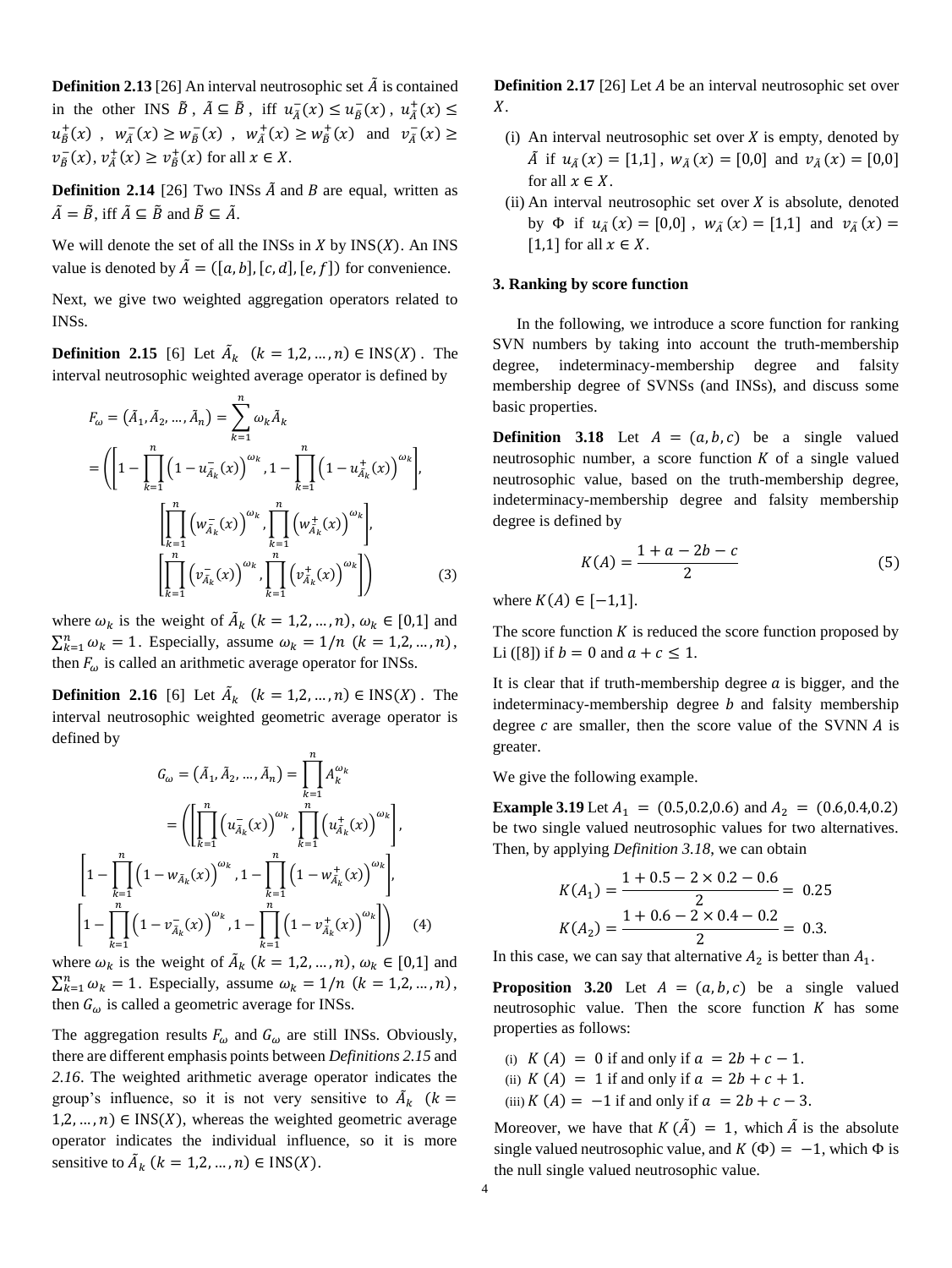**Definition 2.13** [26] An interval neutrosophic set $\tilde{A}$ is contained in the other INS $\tilde{B}$, $\tilde{A} \subseteq \tilde{B}$, iff $u_{\tilde{A}}^{-}(x) \leq u_{\tilde{B}}^{-}(x)$, $u_{\tilde{A}}^{+}(x) \leq u_{\tilde{B}}^{+}(x)$, $w_{\tilde{A}}^{-}(x) \geq w_{\tilde{B}}^{-}(x)$, $w_{\tilde{A}}^{+}(x) \geq w_{\tilde{B}}^{+}(x)$ and $v_{\tilde{A}}^{-}(x) \geq v_{\tilde{B}}^{-}(x)$, $v_{\tilde{A}}^{+}(x) \geq v_{\tilde{B}}^{+}(x)$ for all $x \in X$.

**Definition 2.14** [26] Two INSs $\tilde{A}$ and $B$ are equal, written as $\tilde{A} = \tilde{B}$, iff $\tilde{A} \subseteq \tilde{B}$ and $\tilde{B} \subseteq \tilde{A}$.

We will denote the set of all the INSs in $X$ by $\text{INS}(X)$. An INS value is denoted by $\tilde{A} = ([a,b],[c,d],[e,f])$ for convenience.

Next, we give two weighted aggregation operators related to INSs.

**Definition 2.15** [6] Let $\tilde{A}_k$ $(k = 1,2,\ldots,n) \in \text{INS}(X)$. The interval neutrosophic weighted average operator is defined by

$$F_{\omega} = (\tilde{A}_1, \tilde{A}_2, \ldots, \tilde{A}_n) = \sum_{k=1}^{n} \omega_k \tilde{A}_k$$
$$= \left( \left[ 1 - \prod_{k=1}^{n} \left(1 - u_{\tilde{A}_k}^{-}(x)\right)^{\omega_k}, 1 - \prod_{k=1}^{n} \left(1 - u_{\tilde{A}_k}^{+}(x)\right)^{\omega_k} \right], \right.$$
$$\left[ \prod_{k=1}^{n} \left(w_{\tilde{A}_k}^{-}(x)\right)^{\omega_k}, \prod_{k=1}^{n} \left(w_{\tilde{A}_k}^{+}(x)\right)^{\omega_k} \right],$$
$$\left. \left[ \prod_{k=1}^{n} \left(v_{\tilde{A}_k}^{-}(x)\right)^{\omega_k}, \prod_{k=1}^{n} \left(v_{\tilde{A}_k}^{+}(x)\right)^{\omega_k} \right] \right) \tag{3}$$

where $\omega_k$ is the weight of $\tilde{A}_k$ $(k = 1,2,\ldots,n)$, $\omega_k \in [0,1]$ and $\sum_{k=1}^{n} \omega_k = 1$. Especially, assume $\omega_k = 1/n$ $(k = 1,2,\ldots,n)$, then $F_{\omega}$ is called an arithmetic average operator for INSs.

**Definition 2.16** [6] Let $\tilde{A}_k$ $(k = 1,2,\ldots,n) \in \text{INS}(X)$. The interval neutrosophic weighted geometric average operator is defined by

$$G_{\omega} = (\tilde{A}_1, \tilde{A}_2, \ldots, \tilde{A}_n) = \prod_{k=1}^{n} A_k^{\omega_k}$$
$$= \left( \left[ \prod_{k=1}^{n} \left(u_{\tilde{A}_k}^{-}(x)\right)^{\omega_k}, \prod_{k=1}^{n} \left(u_{\tilde{A}_k}^{+}(x)\right)^{\omega_k} \right], \right.$$
$$\left[ 1 - \prod_{k=1}^{n} \left(1 - w_{\tilde{A}_k}^{-}(x)\right)^{\omega_k}, 1 - \prod_{k=1}^{n} \left(1 - w_{\tilde{A}_k}^{+}(x)\right)^{\omega_k} \right],$$
$$\left. \left[ 1 - \prod_{k=1}^{n} \left(1 - v_{\tilde{A}_k}^{-}(x)\right)^{\omega_k}, 1 - \prod_{k=1}^{n} \left(1 - v_{\tilde{A}_k}^{+}(x)\right)^{\omega_k} \right] \right) \tag{4}$$

where $\omega_k$ is the weight of $\tilde{A}_k$ $(k = 1,2,\ldots,n)$, $\omega_k \in [0,1]$ and $\sum_{k=1}^{n} \omega_k = 1$. Especially, assume $\omega_k = 1/n$ $(k = 1,2,\ldots,n)$, then $G_{\omega}$ is called a geometric average for INSs.

The aggregation results $F_{\omega}$ and $G_{\omega}$ are still INSs. Obviously, there are different emphasis points between *Definitions 2.15* and *2.16*. The weighted arithmetic average operator indicates the group's influence, so it is not very sensitive to $\tilde{A}_k$ $(k = 1,2,\ldots,n) \in \text{INS}(X)$, whereas the weighted geometric average operator indicates the individual influence, so it is more sensitive to $\tilde{A}_k$ $(k = 1,2,\ldots,n) \in \text{INS}(X)$.

**Definition 2.17** [26] Let $A$ be an interval neutrosophic set over $X$.

(i) An interval neutrosophic set over $X$ is empty, denoted by $\tilde{A}$ if $u_{\tilde{A}}(x) = [1,1]$, $w_{\tilde{A}}(x) = [0,0]$ and $v_{\tilde{A}}(x) = [0,0]$ for all $x \in X$.

(ii) An interval neutrosophic set over $X$ is absolute, denoted by $\Phi$ if $u_{\tilde{A}}(x) = [0,0]$, $w_{\tilde{A}}(x) = [1,1]$ and $v_{\tilde{A}}(x) = [1,1]$ for all $x \in X$.

## 3. Ranking by score function

In the following, we introduce a score function for ranking SVN numbers by taking into account the truth-membership degree, indeterminacy-membership degree and falsity membership degree of SVNSs (and INSs), and discuss some basic properties.

**Definition 3.18** Let $A = (a,b,c)$ be a single valued neutrosophic number, a score function $K$ of a single valued neutrosophic value, based on the truth-membership degree, indeterminacy-membership degree and falsity membership degree is defined by

$$K(A) = \frac{1 + a - 2b - c}{2} \tag{5}$$

where $K(A) \in [-1,1]$.

The score function $K$ is reduced the score function proposed by Li ([8]) if $b = 0$ and $a + c \leq 1$.

It is clear that if truth-membership degree $a$ is bigger, and the indeterminacy-membership degree $b$ and falsity membership degree $c$ are smaller, then the score value of the SVNN $A$ is greater.

We give the following example.

**Example 3.19** Let $A_1 = (0.5, 0.2, 0.6)$ and $A_2 = (0.6, 0.4, 0.2)$ be two single valued neutrosophic values for two alternatives. Then, by applying *Definition 3.18*, we can obtain

$$K(A_1) = \frac{1 + 0.5 - 2 \times 0.2 - 0.6}{2} = 0.25$$
$$K(A_2) = \frac{1 + 0.6 - 2 \times 0.4 - 0.2}{2} = 0.3.$$

In this case, we can say that alternative $A_2$ is better than $A_1$.

**Proposition 3.20** Let $A = (a,b,c)$ be a single valued neutrosophic value. Then the score function $K$ has some properties as follows:

(i) $K(A) = 0$ if and only if $a = 2b + c - 1$.
(ii) $K(A) = 1$ if and only if $a = 2b + c + 1$.
(iii) $K(A) = -1$ if and only if $a = 2b + c - 3$.

Moreover, we have that $K(\tilde{A}) = 1$, which $\tilde{A}$ is the absolute single valued neutrosophic value, and $K(\Phi) = -1$, which $\Phi$ is the null single valued neutrosophic value.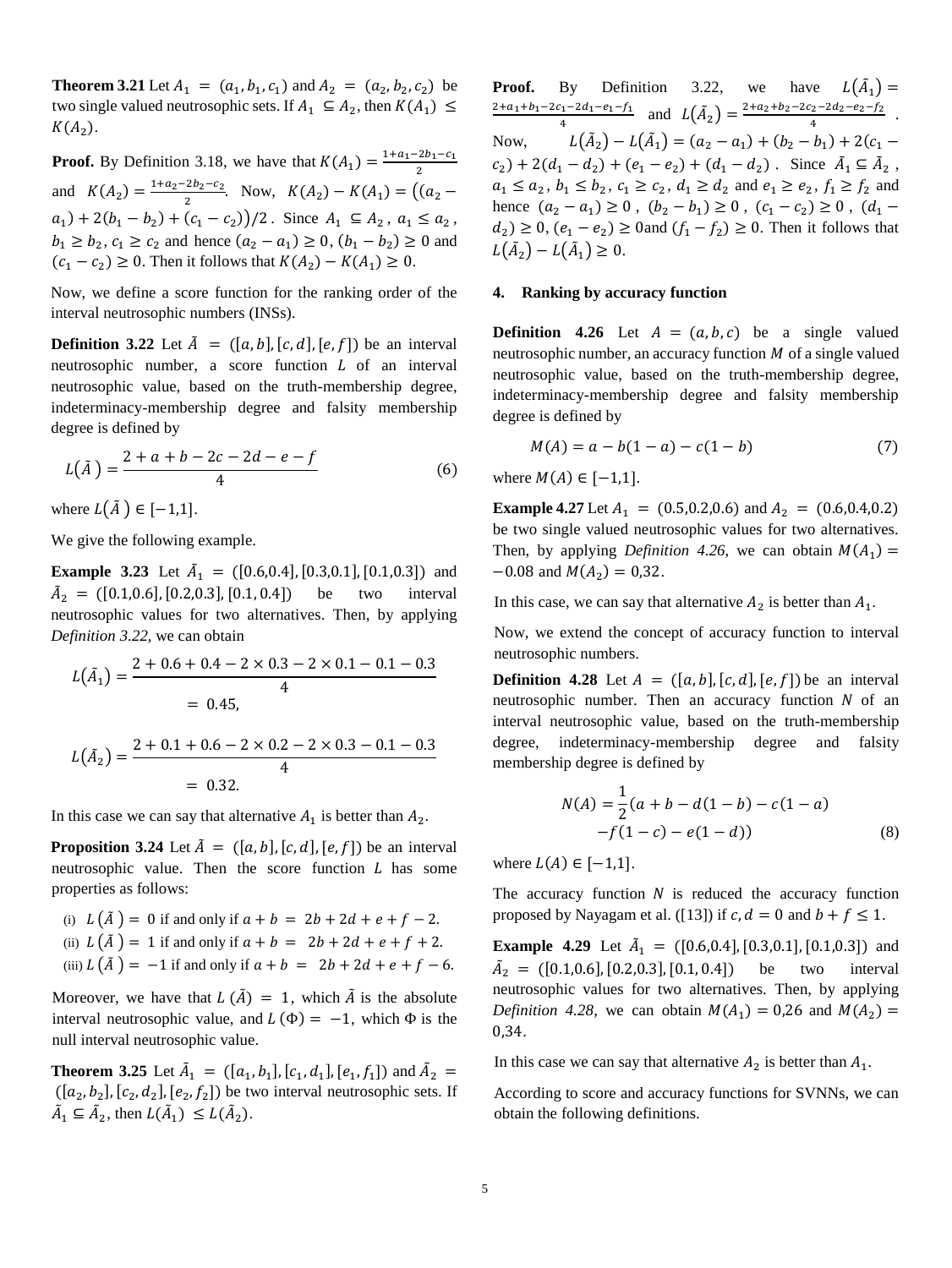**Theorem 3.21** Let $A_1 = (a_1, b_1, c_1)$ and $A_2 = (a_2, b_2, c_2)$ be two single valued neutrosophic sets. If $A_1 \subseteq A_2$, then $K(A_1) \leq K(A_2)$.

**Proof.** By Definition 3.18, we have that $K(A_1) = \frac{1+a_1-2b_1-c_1}{2}$ and $K(A_2) = \frac{1+a_2-2b_2-c_2}{2}$. Now, $K(A_2) - K(A_1) = \big((a_2 - a_1) + 2(b_1 - b_2) + (c_1 - c_2)\big)/2$. Since $A_1 \subseteq A_2$, $a_1 \leq a_2$, $b_1 \geq b_2$, $c_1 \geq c_2$ and hence $(a_2 - a_1) \geq 0$, $(b_1 - b_2) \geq 0$ and $(c_1 - c_2) \geq 0$. Then it follows that $K(A_2) - K(A_1) \geq 0$.

Now, we define a score function for the ranking order of the interval neutrosophic numbers (INSs).

**Definition 3.22** Let $\tilde{A} = ([a,b],[c,d],[e,f])$ be an interval neutrosophic number, a score function $L$ of an interval neutrosophic value, based on the truth-membership degree, indeterminacy-membership degree and falsity membership degree is defined by

$$L(\tilde{A}) = \frac{2 + a + b - 2c - 2d - e - f}{4} \qquad (6)$$

where $L(\tilde{A}) \in [-1,1]$.

We give the following example.

**Example 3.23** Let $\tilde{A}_1 = ([0.6,0.4],[0.3,0.1],[0.1,0.3])$ and $\tilde{A}_2 = ([0.1,0.6],[0.2,0.3],[0.1,0.4])$ be two interval neutrosophic values for two alternatives. Then, by applying *Definition 3.22*, we can obtain

$$L(\tilde{A}_1) = \frac{2 + 0.6 + 0.4 - 2\times 0.3 - 2\times 0.1 - 0.1 - 0.3}{4} = 0.45,$$

$$L(\tilde{A}_2) = \frac{2 + 0.1 + 0.6 - 2\times 0.2 - 2\times 0.3 - 0.1 - 0.3}{4} = 0.32.$$

In this case we can say that alternative $A_1$ is better than $A_2$.

**Proposition 3.24** Let $\tilde{A} = ([a,b],[c,d],[e,f])$ be an interval neutrosophic value. Then the score function $L$ has some properties as follows:

(i) $L(\tilde{A}) = 0$ if and only if $a + b = 2b + 2d + e + f - 2$.
(ii) $L(\tilde{A}) = 1$ if and only if $a + b = 2b + 2d + e + f + 2$.
(iii) $L(\tilde{A}) = -1$ if and only if $a + b = 2b + 2d + e + f - 6$.

Moreover, we have that $L(\tilde{A}) = 1$, which $\tilde{A}$ is the absolute interval neutrosophic value, and $L(\Phi) = -1$, which $\Phi$ is the null interval neutrosophic value.

**Theorem 3.25** Let $\tilde{A}_1 = ([a_1,b_1],[c_1,d_1],[e_1,f_1])$ and $\tilde{A}_2 = ([a_2,b_2],[c_2,d_2],[e_2,f_2])$ be two interval neutrosophic sets. If $\tilde{A}_1 \subseteq \tilde{A}_2$, then $L(\tilde{A}_1) \leq L(\tilde{A}_2)$.

**Proof.** By Definition 3.22, we have $L(\tilde{A}_1) = \frac{2+a_1+b_1-2c_1-2d_1-e_1-f_1}{4}$ and $L(\tilde{A}_2) = \frac{2+a_2+b_2-2c_2-2d_2-e_2-f_2}{4}$. Now, $L(\tilde{A}_2) - L(\tilde{A}_1) = (a_2 - a_1) + (b_2 - b_1) + 2(c_1 - c_2) + 2(d_1 - d_2) + (e_1 - e_2) + (d_1 - d_2)$. Since $\tilde{A}_1 \subseteq \tilde{A}_2$, $a_1 \leq a_2$, $b_1 \leq b_2$, $c_1 \geq c_2$, $d_1 \geq d_2$ and $e_1 \geq e_2$, $f_1 \geq f_2$ and hence $(a_2 - a_1) \geq 0$, $(b_2 - b_1) \geq 0$, $(c_1 - c_2) \geq 0$, $(d_1 - d_2) \geq 0$, $(e_1 - e_2) \geq 0$and $(f_1 - f_2) \geq 0$. Then it follows that $L(\tilde{A}_2) - L(\tilde{A}_1) \geq 0$.

## 4. Ranking by accuracy function

**Definition 4.26** Let $A = (a,b,c)$ be a single valued neutrosophic number, an accuracy function $M$ of a single valued neutrosophic value, based on the truth-membership degree, indeterminacy-membership degree and falsity membership degree is defined by

$$M(A) = a - b(1-a) - c(1-b) \qquad (7)$$

where $M(A) \in [-1,1]$.

**Example 4.27** Let $A_1 = (0.5,0.2,0.6)$ and $A_2 = (0.6,0.4,0.2)$ be two single valued neutrosophic values for two alternatives. Then, by applying *Definition 4.26*, we can obtain $M(A_1) = -0.08$ and $M(A_2) = 0{,}32$.

In this case, we can say that alternative $A_2$ is better than $A_1$.

Now, we extend the concept of accuracy function to interval neutrosophic numbers.

**Definition 4.28** Let $A = ([a,b],[c,d],[e,f])$ be an interval neutrosophic number. Then an accuracy function $N$ of an interval neutrosophic value, based on the truth-membership degree, indeterminacy-membership degree and falsity membership degree is defined by

$$N(A) = \frac{1}{2}(a + b - d(1-b) - c(1-a) - f(1-c) - e(1-d)) \qquad (8)$$

where $L(A) \in [-1,1]$.

The accuracy function $N$ is reduced the accuracy function proposed by Nayagam et al. ([13]) if $c, d = 0$ and $b + f \leq 1$.

**Example 4.29** Let $\tilde{A}_1 = ([0.6,0.4],[0.3,0.1],[0.1,0.3])$ and $\tilde{A}_2 = ([0.1,0.6],[0.2,0.3],[0.1,0.4])$ be two interval neutrosophic values for two alternatives. Then, by applying *Definition 4.28*, we can obtain $M(A_1) = 0{,}26$ and $M(A_2) = 0{,}34$.

In this case we can say that alternative $A_2$ is better than $A_1$.

According to score and accuracy functions for SVNNs, we can obtain the following definitions.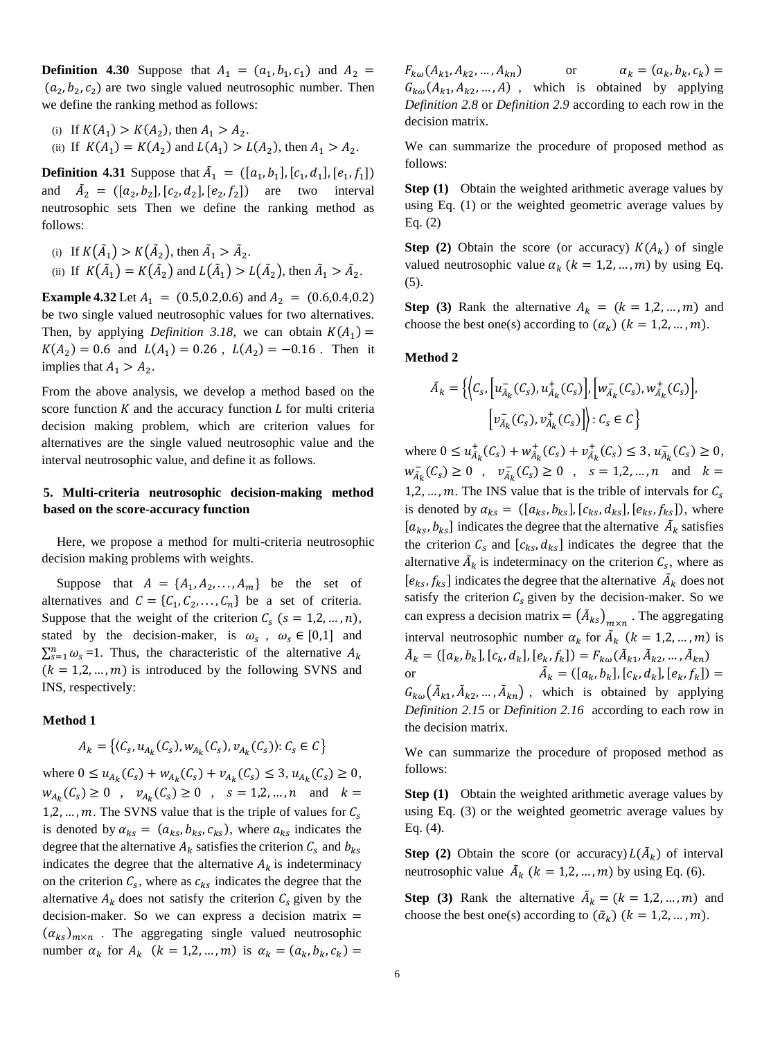**Definition 4.30** Suppose that $A_1 = (a_1, b_1, c_1)$ and $A_2 = (a_2, b_2, c_2)$ are two single valued neutrosophic number. Then we define the ranking method as follows:

(i) If $K(A_1) > K(A_2)$, then $A_1 > A_2$.
(ii) If $K(A_1) = K(A_2)$ and $L(A_1) > L(A_2)$, then $A_1 > A_2$.

**Definition 4.31** Suppose that $\tilde{A}_1 = ([a_1, b_1], [c_1, d_1], [e_1, f_1])$ and $\tilde{A}_2 = ([a_2, b_2], [c_2, d_2], [e_2, f_2])$ are two interval neutrosophic sets Then we define the ranking method as follows:

(i) If $K(\tilde{A}_1) > K(\tilde{A}_2)$, then $\tilde{A}_1 > \tilde{A}_2$.
(ii) If $K(\tilde{A}_1) = K(\tilde{A}_2)$ and $L(\tilde{A}_1) > L(\tilde{A}_2)$, then $\tilde{A}_1 > \tilde{A}_2$.

**Example 4.32** Let $A_1 = (0.5, 0.2, 0.6)$ and $A_2 = (0.6, 0.4, 0.2)$ be two single valued neutrosophic values for two alternatives. Then, by applying *Definition 3.18*, we can obtain $K(A_1) = K(A_2) = 0.6$ and $L(A_1) = 0.26$, $L(A_2) = -0.16$. Then it implies that $A_1 > A_2$.

From the above analysis, we develop a method based on the score function $K$ and the accuracy function $L$ for multi criteria decision making problem, which are criterion values for alternatives are the single valued neutrosophic value and the interval neutrosophic value, and define it as follows.

## 5. Multi-criteria neutrosophic decision-making method based on the score-accuracy function

Here, we propose a method for multi-criteria neutrosophic decision making problems with weights.

Suppose that $A = \{A_1, A_2, \ldots, A_m\}$ be the set of alternatives and $C = \{C_1, C_2, \ldots, C_n\}$ be a set of criteria. Suppose that the weight of the criterion $C_s$ $(s = 1,2, \ldots, n)$, stated by the decision-maker, is $\omega_s$, $\omega_s \in [0,1]$ and $\sum_{s=1}^{n} \omega_s = 1$. Thus, the characteristic of the alternative $A_k$ $(k = 1,2, \ldots, m)$ is introduced by the following SVNS and INS, respectively:

### Method 1

$$A_k = \{\langle C_s, u_{A_k}(C_s), w_{A_k}(C_s), v_{A_k}(C_s)\rangle : C_s \in C\}$$

where $0 \leq u_{A_k}(C_s) + w_{A_k}(C_s) + v_{A_k}(C_s) \leq 3$, $u_{A_k}(C_s) \geq 0$, $w_{A_k}(C_s) \geq 0$, $v_{A_k}(C_s) \geq 0$, $s = 1,2, \ldots, n$ and $k = 1,2, \ldots, m$. The SVNS value that is the triple of values for $C_s$ is denoted by $\alpha_{ks} = (a_{ks}, b_{ks}, c_{ks})$, where $a_{ks}$ indicates the degree that the alternative $A_k$ satisfies the criterion $C_s$ and $b_{ks}$ indicates the degree that the alternative $A_k$ is indeterminacy on the criterion $C_s$, where as $c_{ks}$ indicates the degree that the alternative $A_k$ does not satisfy the criterion $C_s$ given by the decision-maker. So we can express a decision matrix $= (\alpha_{ks})_{m \times n}$. The aggregating single valued neutrosophic number $\alpha_k$ for $A_k$ $(k = 1,2, \ldots, m)$ is $\alpha_k = (a_k, b_k, c_k) = F_{k\omega}(A_{k1}, A_{k2}, \ldots, A_{kn})$ or $\alpha_k = (a_k, b_k, c_k) = G_{k\omega}(A_{k1}, A_{k2}, \ldots, A)$, which is obtained by applying *Definition 2.8* or *Definition 2.9* according to each row in the decision matrix.

We can summarize the procedure of proposed method as follows:

**Step (1)** Obtain the weighted arithmetic average values by using Eq. (1) or the weighted geometric average values by Eq. (2)

**Step (2)** Obtain the score (or accuracy) $K(A_k)$ of single valued neutrosophic value $\alpha_k$ $(k = 1,2, \ldots, m)$ by using Eq. (5).

**Step (3)** Rank the alternative $A_k = (k = 1,2, \ldots, m)$ and choose the best one(s) according to $(\alpha_k)$ $(k = 1,2, \ldots, m)$.

### Method 2

$$\tilde{A}_k = \left\{\left\langle C_s, \left[u^-_{\tilde{A}_k}(C_s), u^+_{\tilde{A}_k}(C_s)\right], \left[w^-_{\tilde{A}_k}(C_s), w^+_{\tilde{A}_k}(C_s)\right], \left[v^-_{\tilde{A}_k}(C_s), v^+_{\tilde{A}_k}(C_s)\right]\right\rangle : C_s \in C\right\}$$

where $0 \leq u^+_{\tilde{A}_k}(C_s) + w^+_{\tilde{A}_k}(C_s) + v^+_{\tilde{A}_k}(C_s) \leq 3$, $u^-_{\tilde{A}_k}(C_s) \geq 0$, $w^-_{\tilde{A}_k}(C_s) \geq 0$, $v^-_{\tilde{A}_k}(C_s) \geq 0$, $s = 1,2, \ldots, n$ and $k = 1,2, \ldots, m$. The INS value that is the trible of intervals for $C_s$ is denoted by $\alpha_{ks} = ([a_{ks}, b_{ks}], [c_{ks}, d_{ks}], [e_{ks}, f_{ks}])$, where $[a_{ks}, b_{ks}]$ indicates the degree that the alternative $\tilde{A}_k$ satisfies the criterion $C_s$ and $[c_{ks}, d_{ks}]$ indicates the degree that the alternative $\tilde{A}_k$ is indeterminacy on the criterion $C_s$, where as $[e_{ks}, f_{ks}]$ indicates the degree that the alternative $\tilde{A}_k$ does not satisfy the criterion $C_s$ given by the decision-maker. So we can express a decision matrix $= (\tilde{A}_{ks})_{m \times n}$. The aggregating interval neutrosophic number $\alpha_k$ for $\tilde{A}_k$ $(k = 1,2, \ldots, m)$ is $\tilde{A}_k = ([a_k, b_k], [c_k, d_k], [e_k, f_k]) = F_{k\omega}(\tilde{A}_{k1}, \tilde{A}_{k2}, \ldots, \tilde{A}_{kn})$ or $\tilde{A}_k = ([a_k, b_k], [c_k, d_k], [e_k, f_k]) = G_{k\omega}(\tilde{A}_{k1}, \tilde{A}_{k2}, \ldots, \tilde{A}_{kn})$, which is obtained by applying *Definition 2.15* or *Definition 2.16* according to each row in the decision matrix.

We can summarize the procedure of proposed method as follows:

**Step (1)** Obtain the weighted arithmetic average values by using Eq. (3) or the weighted geometric average values by Eq. (4).

**Step (2)** Obtain the score (or accuracy) $L(\tilde{A}_k)$ of interval neutrosophic value $\tilde{A}_k$ $(k = 1,2, \ldots, m)$ by using Eq. (6).

**Step (3)** Rank the alternative $\tilde{A}_k = (k = 1,2, \ldots, m)$ and choose the best one(s) according to $(\tilde{\alpha}_k)$ $(k = 1,2, \ldots, m)$.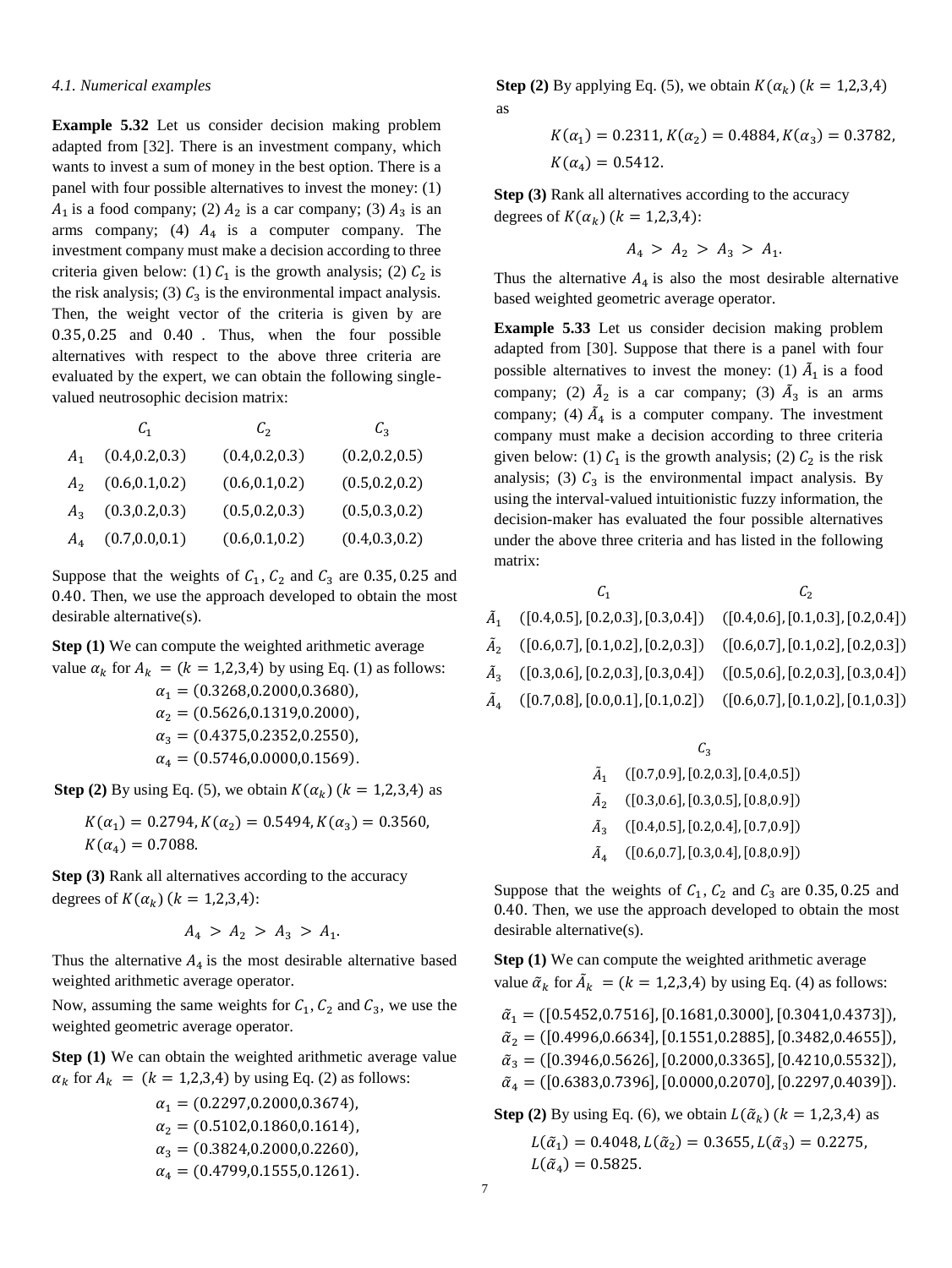*4.1. Numerical examples*

**Example 5.32** Let us consider decision making problem adapted from [32]. There is an investment company, which wants to invest a sum of money in the best option. There is a panel with four possible alternatives to invest the money: (1) $A_1$ is a food company; (2) $A_2$ is a car company; (3) $A_3$ is an arms company; (4) $A_4$ is a computer company. The investment company must make a decision according to three criteria given below: (1) $C_1$ is the growth analysis; (2) $C_2$ is the risk analysis; (3) $C_3$ is the environmental impact analysis. Then, the weight vector of the criteria is given by are 0.35, 0.25 and 0.40. Thus, when the four possible alternatives with respect to the above three criteria are evaluated by the expert, we can obtain the following single-valued neutrosophic decision matrix:

| | $C_1$ | $C_2$ | $C_3$ |
|---|---|---|---|
| $A_1$ | (0.4,0.2,0.3) | (0.4,0.2,0.3) | (0.2,0.2,0.5) |
| $A_2$ | (0.6,0.1,0.2) | (0.6,0.1,0.2) | (0.5,0.2,0.2) |
| $A_3$ | (0.3,0.2,0.3) | (0.5,0.2,0.3) | (0.5,0.3,0.2) |
| $A_4$ | (0.7,0.0,0.1) | (0.6,0.1,0.2) | (0.4,0.3,0.2) |

Suppose that the weights of $C_1$, $C_2$ and $C_3$ are 0.35, 0.25 and 0.40. Then, we use the approach developed to obtain the most desirable alternative(s).

**Step (1)** We can compute the weighted arithmetic average value $\alpha_k$ for $A_k = (k = 1,2,3,4)$ by using Eq. (1) as follows:

$$\alpha_1 = (0.3268, 0.2000, 0.3680),$$
$$\alpha_2 = (0.5626, 0.1319, 0.2000),$$
$$\alpha_3 = (0.4375, 0.2352, 0.2550),$$
$$\alpha_4 = (0.5746, 0.0000, 0.1569).$$

**Step (2)** By using Eq. (5), we obtain $K(\alpha_k)$ $(k = 1,2,3,4)$ as

$$K(\alpha_1) = 0.2794, K(\alpha_2) = 0.5494, K(\alpha_3) = 0.3560,$$
$$K(\alpha_4) = 0.7088.$$

**Step (3)** Rank all alternatives according to the accuracy degrees of $K(\alpha_k)$ $(k = 1,2,3,4)$:

$$A_4 > A_2 > A_3 > A_1.$$

Thus the alternative $A_4$ is the most desirable alternative based weighted arithmetic average operator.

Now, assuming the same weights for $C_1$, $C_2$ and $C_3$, we use the weighted geometric average operator.

**Step (1)** We can obtain the weighted arithmetic average value $\alpha_k$ for $A_k = (k = 1,2,3,4)$ by using Eq. (2) as follows:

$$\alpha_1 = (0.2297, 0.2000, 0.3674),$$
$$\alpha_2 = (0.5102, 0.1860, 0.1614),$$
$$\alpha_3 = (0.3824, 0.2000, 0.2260),$$
$$\alpha_4 = (0.4799, 0.1555, 0.1261).$$

**Step (2)** By applying Eq. (5), we obtain $K(\alpha_k)$ $(k = 1,2,3,4)$ as

$$K(\alpha_1) = 0.2311, K(\alpha_2) = 0.4884, K(\alpha_3) = 0.3782,$$
$$K(\alpha_4) = 0.5412.$$

**Step (3)** Rank all alternatives according to the accuracy degrees of $K(\alpha_k)$ $(k = 1,2,3,4)$:

$$A_4 > A_2 > A_3 > A_1.$$

Thus the alternative $A_4$ is also the most desirable alternative based weighted geometric average operator.

**Example 5.33** Let us consider decision making problem adapted from [30]. Suppose that there is a panel with four possible alternatives to invest the money: (1) $\tilde{A}_1$ is a food company; (2) $\tilde{A}_2$ is a car company; (3) $\tilde{A}_3$ is an arms company; (4) $\tilde{A}_4$ is a computer company. The investment company must make a decision according to three criteria given below: (1) $C_1$ is the growth analysis; (2) $C_2$ is the risk analysis; (3) $C_3$ is the environmental impact analysis. By using the interval-valued intuitionistic fuzzy information, the decision-maker has evaluated the four possible alternatives under the above three criteria and has listed in the following matrix:

| | $C_1$ | $C_2$ | $C_3$ |
|---|---|---|---|
| $\tilde{A}_1$ | ([0.4,0.5], [0.2,0.3], [0.3,0.4]) | ([0.4,0.6], [0.1,0.3], [0.2,0.4]) | ([0.7,0.9], [0.2,0.3], [0.4,0.5]) |
| $\tilde{A}_2$ | ([0.6,0.7], [0.1,0.2], [0.2,0.3]) | ([0.6,0.7], [0.1,0.2], [0.2,0.3]) | ([0.3,0.6], [0.3,0.5], [0.8,0.9]) |
| $\tilde{A}_3$ | ([0.3,0.6], [0.2,0.3], [0.3,0.4]) | ([0.5,0.6], [0.2,0.3], [0.3,0.4]) | ([0.4,0.5], [0.2,0.4], [0.7,0.9]) |
| $\tilde{A}_4$ | ([0.7,0.8], [0.0,0.1], [0.1,0.2]) | ([0.6,0.7], [0.1,0.2], [0.1,0.3]) | ([0.6,0.7], [0.3,0.4], [0.8,0.9]) |

Suppose that the weights of $C_1$, $C_2$ and $C_3$ are 0.35, 0.25 and 0.40. Then, we use the approach developed to obtain the most desirable alternative(s).

**Step (1)** We can compute the weighted arithmetic average value $\tilde{\alpha}_k$ for $\tilde{A}_k = (k = 1,2,3,4)$ by using Eq. (4) as follows:

$$\tilde{\alpha}_1 = ([0.5452, 0.7516], [0.1681, 0.3000], [0.3041, 0.4373]),$$
$$\tilde{\alpha}_2 = ([0.4996, 0.6634], [0.1551, 0.2885], [0.3482, 0.4655]),$$
$$\tilde{\alpha}_3 = ([0.3946, 0.5626], [0.2000, 0.3365], [0.4210, 0.5532]),$$
$$\tilde{\alpha}_4 = ([0.6383, 0.7396], [0.0000, 0.2070], [0.2297, 0.4039]).$$

**Step (2)** By using Eq. (6), we obtain $L(\tilde{\alpha}_k)$ $(k = 1,2,3,4)$ as

$$L(\tilde{\alpha}_1) = 0.4048, L(\tilde{\alpha}_2) = 0.3655, L(\tilde{\alpha}_3) = 0.2275,$$
$$L(\tilde{\alpha}_4) = 0.5825.$$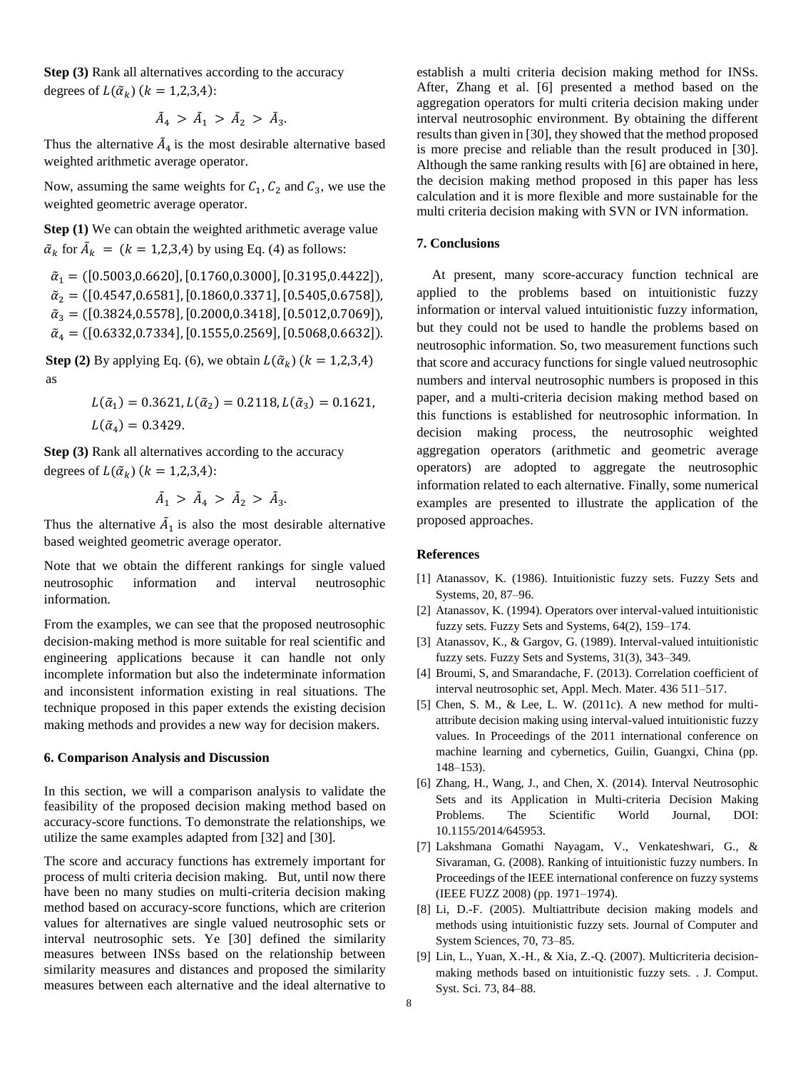**Step (3)** Rank all alternatives according to the accuracy degrees of $L(\tilde{\alpha}_k)$ $(k = 1,2,3,4)$:

$$\tilde{A}_4 > \tilde{A}_1 > \tilde{A}_2 > \tilde{A}_3.$$

Thus the alternative $\tilde{A}_4$ is the most desirable alternative based weighted arithmetic average operator.

Now, assuming the same weights for $C_1, C_2$ and $C_3$, we use the weighted geometric average operator.

**Step (1)** We can obtain the weighted arithmetic average value $\tilde{\alpha}_k$ for $\tilde{A}_k = (k = 1,2,3,4)$ by using Eq. (4) as follows:

$$\tilde{\alpha}_1 = ([0.5003, 0.6620], [0.1760, 0.3000], [0.3195, 0.4422]),$$
$$\tilde{\alpha}_2 = ([0.4547, 0.6581], [0.1860, 0.3371], [0.5405, 0.6758]),$$
$$\tilde{\alpha}_3 = ([0.3824, 0.5578], [0.2000, 0.3418], [0.5012, 0.7069]),$$
$$\tilde{\alpha}_4 = ([0.6332, 0.7334], [0.1555, 0.2569], [0.5068, 0.6632]).$$

**Step (2)** By applying Eq. (6), we obtain $L(\tilde{\alpha}_k)$ $(k = 1,2,3,4)$ as

$$L(\tilde{\alpha}_1) = 0.3621, L(\tilde{\alpha}_2) = 0.2118, L(\tilde{\alpha}_3) = 0.1621,$$
$$L(\tilde{\alpha}_4) = 0.3429.$$

**Step (3)** Rank all alternatives according to the accuracy degrees of $L(\tilde{\alpha}_k)$ $(k = 1,2,3,4)$:

$$\tilde{A}_1 > \tilde{A}_4 > \tilde{A}_2 > \tilde{A}_3.$$

Thus the alternative $\tilde{A}_1$ is also the most desirable alternative based weighted geometric average operator.

Note that we obtain the different rankings for single valued neutrosophic information and interval neutrosophic information.

From the examples, we can see that the proposed neutrosophic decision-making method is more suitable for real scientific and engineering applications because it can handle not only incomplete information but also the indeterminate information and inconsistent information existing in real situations. The technique proposed in this paper extends the existing decision making methods and provides a new way for decision makers.

## 6. Comparison Analysis and Discussion

In this section, we will a comparison analysis to validate the feasibility of the proposed decision making method based on accuracy-score functions. To demonstrate the relationships, we utilize the same examples adapted from [32] and [30].

The score and accuracy functions has extremely important for process of multi criteria decision making. But, until now there have been no many studies on multi-criteria decision making method based on accuracy-score functions, which are criterion values for alternatives are single valued neutrosophic sets or interval neutrosophic sets. Ye [30] defined the similarity measures between INSs based on the relationship between similarity measures and distances and proposed the similarity measures between each alternative and the ideal alternative to establish a multi criteria decision making method for INSs. After, Zhang et al. [6] presented a method based on the aggregation operators for multi criteria decision making under interval neutrosophic environment. By obtaining the different results than given in [30], they showed that the method proposed is more precise and reliable than the result produced in [30]. Although the same ranking results with [6] are obtained in here, the decision making method proposed in this paper has less calculation and it is more flexible and more sustainable for the multi criteria decision making with SVN or IVN information.

## 7. Conclusions

At present, many score-accuracy function technical are applied to the problems based on intuitionistic fuzzy information or interval valued intuitionistic fuzzy information, but they could not be used to handle the problems based on neutrosophic information. So, two measurement functions such that score and accuracy functions for single valued neutrosophic numbers and interval neutrosophic numbers is proposed in this paper, and a multi-criteria decision making method based on this functions is established for neutrosophic information. In decision making process, the neutrosophic weighted aggregation operators (arithmetic and geometric average operators) are adopted to aggregate the neutrosophic information related to each alternative. Finally, some numerical examples are presented to illustrate the application of the proposed approaches.

## References

[1] Atanassov, K. (1986). Intuitionistic fuzzy sets. Fuzzy Sets and Systems, 20, 87–96.

[2] Atanassov, K. (1994). Operators over interval-valued intuitionistic fuzzy sets. Fuzzy Sets and Systems, 64(2), 159–174.

[3] Atanassov, K., & Gargov, G. (1989). Interval-valued intuitionistic fuzzy sets. Fuzzy Sets and Systems, 31(3), 343–349.

[4] Broumi, S, and Smarandache, F. (2013). Correlation coefficient of interval neutrosophic set, Appl. Mech. Mater. 436 511–517.

[5] Chen, S. M., & Lee, L. W. (2011c). A new method for multi-attribute decision making using interval-valued intuitionistic fuzzy values. In Proceedings of the 2011 international conference on machine learning and cybernetics, Guilin, Guangxi, China (pp. 148–153).

[6] Zhang, H., Wang, J., and Chen, X. (2014). Interval Neutrosophic Sets and its Application in Multi-criteria Decision Making Problems. The Scientific World Journal, DOI: 10.1155/2014/645953.

[7] Lakshmana Gomathi Nayagam, V., Venkateshwari, G., & Sivaraman, G. (2008). Ranking of intuitionistic fuzzy numbers. In Proceedings of the IEEE international conference on fuzzy systems (IEEE FUZZ 2008) (pp. 1971–1974).

[8] Li, D.-F. (2005). Multiattribute decision making models and methods using intuitionistic fuzzy sets. Journal of Computer and System Sciences, 70, 73–85.

[9] Lin, L., Yuan, X.-H., & Xia, Z.-Q. (2007). Multicriteria decision-making methods based on intuitionistic fuzzy sets. . J. Comput. Syst. Sci. 73, 84–88.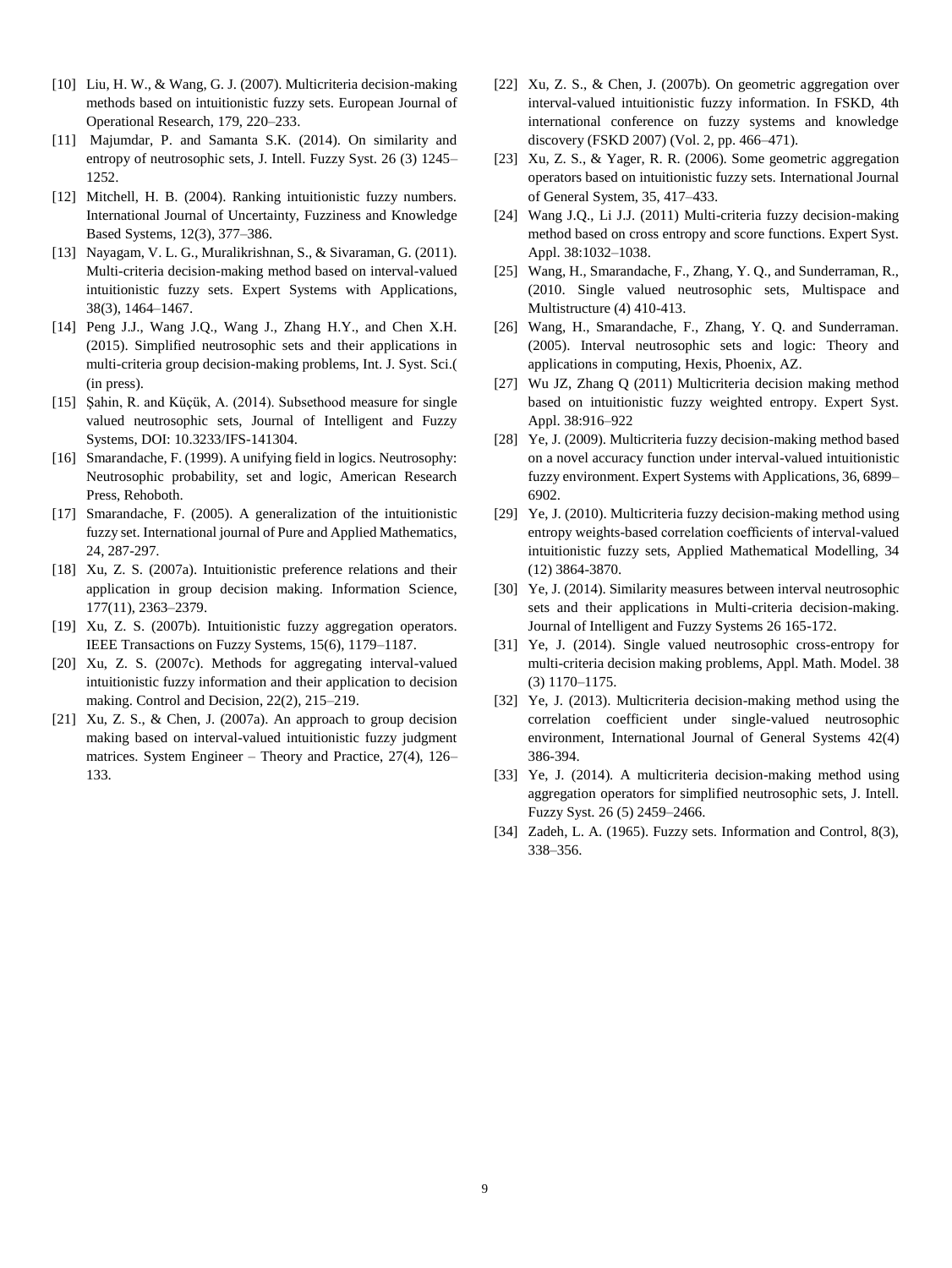[10] Liu, H. W., & Wang, G. J. (2007). Multicriteria decision-making methods based on intuitionistic fuzzy sets. European Journal of Operational Research, 179, 220–233.

[11] Majumdar, P. and Samanta S.K. (2014). On similarity and entropy of neutrosophic sets, J. Intell. Fuzzy Syst. 26 (3) 1245–1252.

[12] Mitchell, H. B. (2004). Ranking intuitionistic fuzzy numbers. International Journal of Uncertainty, Fuzziness and Knowledge Based Systems, 12(3), 377–386.

[13] Nayagam, V. L. G., Muralikrishnan, S., & Sivaraman, G. (2011). Multi-criteria decision-making method based on interval-valued intuitionistic fuzzy sets. Expert Systems with Applications, 38(3), 1464–1467.

[14] Peng J.J., Wang J.Q., Wang J., Zhang H.Y., and Chen X.H. (2015). Simplified neutrosophic sets and their applications in multi-criteria group decision-making problems, Int. J. Syst. Sci.( (in press).

[15] Şahin, R. and Küçük, A. (2014). Subsethood measure for single valued neutrosophic sets, Journal of Intelligent and Fuzzy Systems, DOI: 10.3233/IFS-141304.

[16] Smarandache, F. (1999). A unifying field in logics. Neutrosophy: Neutrosophic probability, set and logic, American Research Press, Rehoboth.

[17] Smarandache, F. (2005). A generalization of the intuitionistic fuzzy set. International journal of Pure and Applied Mathematics, 24, 287-297.

[18] Xu, Z. S. (2007a). Intuitionistic preference relations and their application in group decision making. Information Science, 177(11), 2363–2379.

[19] Xu, Z. S. (2007b). Intuitionistic fuzzy aggregation operators. IEEE Transactions on Fuzzy Systems, 15(6), 1179–1187.

[20] Xu, Z. S. (2007c). Methods for aggregating interval-valued intuitionistic fuzzy information and their application to decision making. Control and Decision, 22(2), 215–219.

[21] Xu, Z. S., & Chen, J. (2007a). An approach to group decision making based on interval-valued intuitionistic fuzzy judgment matrices. System Engineer – Theory and Practice, 27(4), 126–133.

[22] Xu, Z. S., & Chen, J. (2007b). On geometric aggregation over interval-valued intuitionistic fuzzy information. In FSKD, 4th international conference on fuzzy systems and knowledge discovery (FSKD 2007) (Vol. 2, pp. 466–471).

[23] Xu, Z. S., & Yager, R. R. (2006). Some geometric aggregation operators based on intuitionistic fuzzy sets. International Journal of General System, 35, 417–433.

[24] Wang J.Q., Li J.J. (2011) Multi-criteria fuzzy decision-making method based on cross entropy and score functions. Expert Syst. Appl. 38:1032–1038.

[25] Wang, H., Smarandache, F., Zhang, Y. Q., and Sunderraman, R., (2010. Single valued neutrosophic sets, Multispace and Multistructure (4) 410-413.

[26] Wang, H., Smarandache, F., Zhang, Y. Q. and Sunderraman. (2005). Interval neutrosophic sets and logic: Theory and applications in computing, Hexis, Phoenix, AZ.

[27] Wu JZ, Zhang Q (2011) Multicriteria decision making method based on intuitionistic fuzzy weighted entropy. Expert Syst. Appl. 38:916–922

[28] Ye, J. (2009). Multicriteria fuzzy decision-making method based on a novel accuracy function under interval-valued intuitionistic fuzzy environment. Expert Systems with Applications, 36, 6899–6902.

[29] Ye, J. (2010). Multicriteria fuzzy decision-making method using entropy weights-based correlation coefficients of interval-valued intuitionistic fuzzy sets, Applied Mathematical Modelling, 34 (12) 3864-3870.

[30] Ye, J. (2014). Similarity measures between interval neutrosophic sets and their applications in Multi-criteria decision-making. Journal of Intelligent and Fuzzy Systems 26 165-172.

[31] Ye, J. (2014). Single valued neutrosophic cross-entropy for multi-criteria decision making problems, Appl. Math. Model. 38 (3) 1170–1175.

[32] Ye, J. (2013). Multicriteria decision-making method using the correlation coefficient under single-valued neutrosophic environment, International Journal of General Systems 42(4) 386-394.

[33] Ye, J. (2014). A multicriteria decision-making method using aggregation operators for simplified neutrosophic sets, J. Intell. Fuzzy Syst. 26 (5) 2459–2466.

[34] Zadeh, L. A. (1965). Fuzzy sets. Information and Control, 8(3), 338–356.